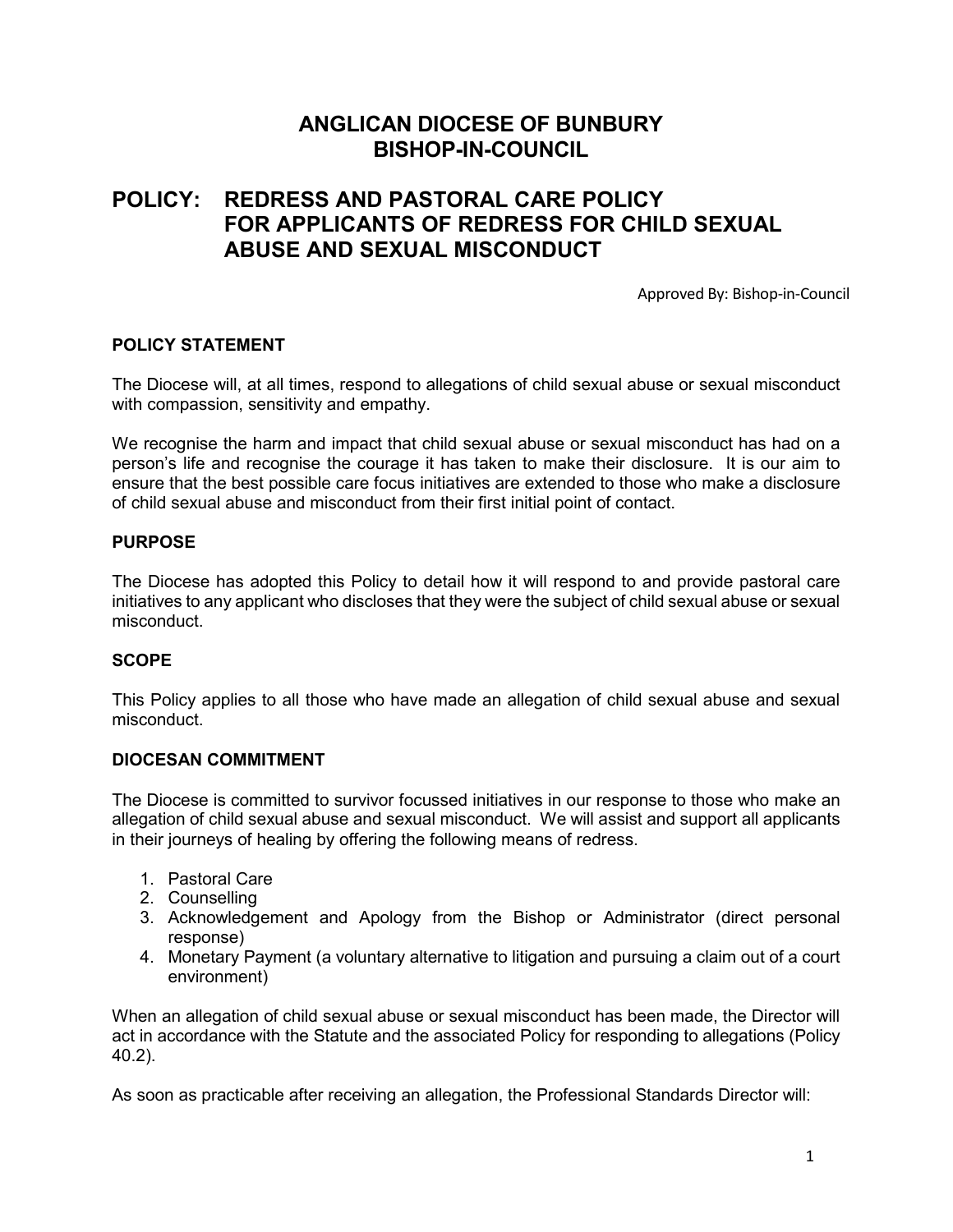# ANGLICAN DIOCESE OF BUNBURY
# BISHOP-IN-COUNCIL

## POLICY: REDRESS AND PASTORAL CARE POLICY FOR APPLICANTS OF REDRESS FOR CHILD SEXUAL ABUSE AND SEXUAL MISCONDUCT

Approved By: Bishop-in-Council

### POLICY STATEMENT

The Diocese will, at all times, respond to allegations of child sexual abuse or sexual misconduct with compassion, sensitivity and empathy.

We recognise the harm and impact that child sexual abuse or sexual misconduct has had on a person's life and recognise the courage it has taken to make their disclosure. It is our aim to ensure that the best possible care focus initiatives are extended to those who make a disclosure of child sexual abuse and misconduct from their first initial point of contact.

### PURPOSE

The Diocese has adopted this Policy to detail how it will respond to and provide pastoral care initiatives to any applicant who discloses that they were the subject of child sexual abuse or sexual misconduct.

### SCOPE

This Policy applies to all those who have made an allegation of child sexual abuse and sexual misconduct.

### DIOCESAN COMMITMENT

The Diocese is committed to survivor focussed initiatives in our response to those who make an allegation of child sexual abuse and sexual misconduct. We will assist and support all applicants in their journeys of healing by offering the following means of redress.

1. Pastoral Care
2. Counselling
3. Acknowledgement and Apology from the Bishop or Administrator (direct personal response)
4. Monetary Payment (a voluntary alternative to litigation and pursuing a claim out of a court environment)

When an allegation of child sexual abuse or sexual misconduct has been made, the Director will act in accordance with the Statute and the associated Policy for responding to allegations (Policy 40.2).

As soon as practicable after receiving an allegation, the Professional Standards Director will: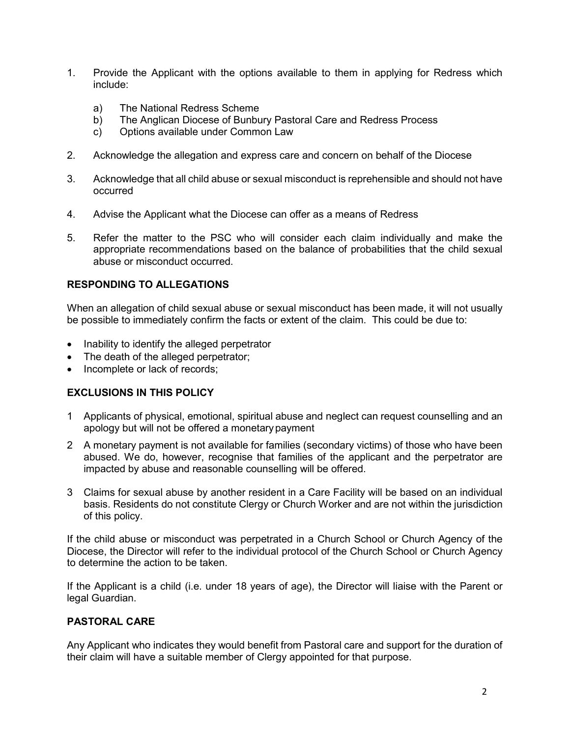1. Provide the Applicant with the options available to them in applying for Redress which include:

    a) The National Redress Scheme
    b) The Anglican Diocese of Bunbury Pastoral Care and Redress Process
    c) Options available under Common Law

2. Acknowledge the allegation and express care and concern on behalf of the Diocese

3. Acknowledge that all child abuse or sexual misconduct is reprehensible and should not have occurred

4. Advise the Applicant what the Diocese can offer as a means of Redress

5. Refer the matter to the PSC who will consider each claim individually and make the appropriate recommendations based on the balance of probabilities that the child sexual abuse or misconduct occurred.

## RESPONDING TO ALLEGATIONS

When an allegation of child sexual abuse or sexual misconduct has been made, it will not usually be possible to immediately confirm the facts or extent of the claim. This could be due to:

- Inability to identify the alleged perpetrator
- The death of the alleged perpetrator;
- Incomplete or lack of records;

## EXCLUSIONS IN THIS POLICY

1 Applicants of physical, emotional, spiritual abuse and neglect can request counselling and an apology but will not be offered a monetary payment

2 A monetary payment is not available for families (secondary victims) of those who have been abused. We do, however, recognise that families of the applicant and the perpetrator are impacted by abuse and reasonable counselling will be offered.

3 Claims for sexual abuse by another resident in a Care Facility will be based on an individual basis. Residents do not constitute Clergy or Church Worker and are not within the jurisdiction of this policy.

If the child abuse or misconduct was perpetrated in a Church School or Church Agency of the Diocese, the Director will refer to the individual protocol of the Church School or Church Agency to determine the action to be taken.

If the Applicant is a child (i.e. under 18 years of age), the Director will liaise with the Parent or legal Guardian.

## PASTORAL CARE

Any Applicant who indicates they would benefit from Pastoral care and support for the duration of their claim will have a suitable member of Clergy appointed for that purpose.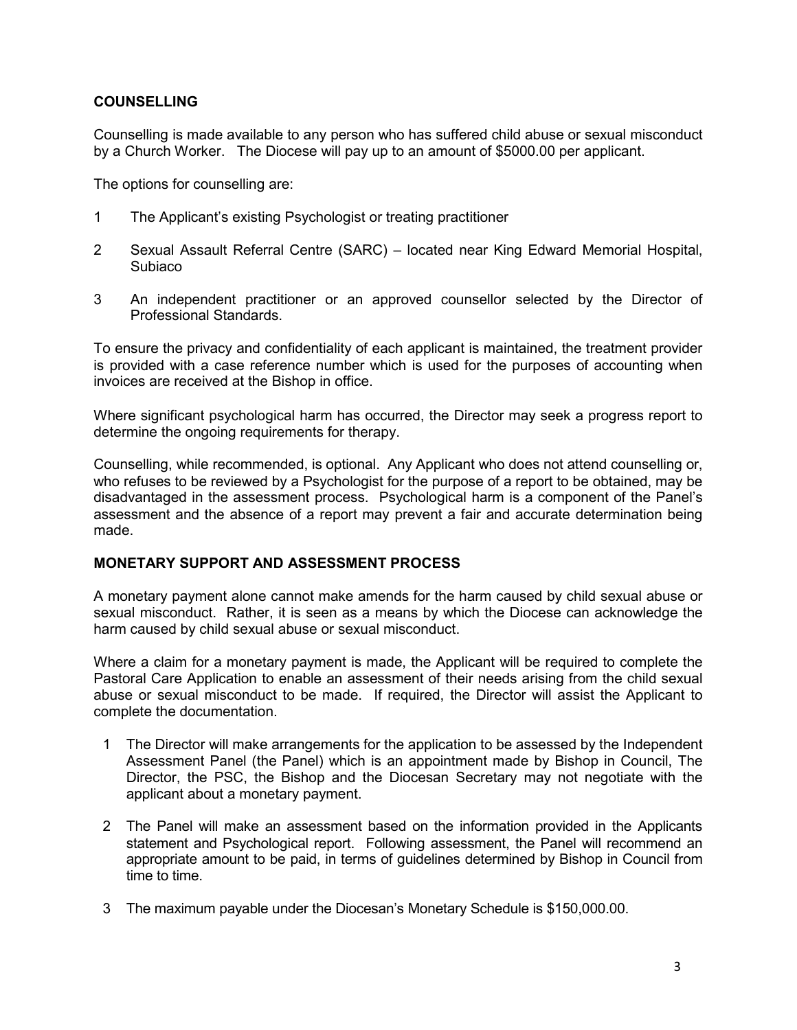## COUNSELLING

Counselling is made available to any person who has suffered child abuse or sexual misconduct by a Church Worker. The Diocese will pay up to an amount of $5000.00 per applicant.

The options for counselling are:

1. The Applicant's existing Psychologist or treating practitioner
2. Sexual Assault Referral Centre (SARC) – located near King Edward Memorial Hospital, Subiaco
3. An independent practitioner or an approved counsellor selected by the Director of Professional Standards.

To ensure the privacy and confidentiality of each applicant is maintained, the treatment provider is provided with a case reference number which is used for the purposes of accounting when invoices are received at the Bishop in office.

Where significant psychological harm has occurred, the Director may seek a progress report to determine the ongoing requirements for therapy.

Counselling, while recommended, is optional. Any Applicant who does not attend counselling or, who refuses to be reviewed by a Psychologist for the purpose of a report to be obtained, may be disadvantaged in the assessment process. Psychological harm is a component of the Panel's assessment and the absence of a report may prevent a fair and accurate determination being made.

## MONETARY SUPPORT AND ASSESSMENT PROCESS

A monetary payment alone cannot make amends for the harm caused by child sexual abuse or sexual misconduct. Rather, it is seen as a means by which the Diocese can acknowledge the harm caused by child sexual abuse or sexual misconduct.

Where a claim for a monetary payment is made, the Applicant will be required to complete the Pastoral Care Application to enable an assessment of their needs arising from the child sexual abuse or sexual misconduct to be made. If required, the Director will assist the Applicant to complete the documentation.

1. The Director will make arrangements for the application to be assessed by the Independent Assessment Panel (the Panel) which is an appointment made by Bishop in Council, The Director, the PSC, the Bishop and the Diocesan Secretary may not negotiate with the applicant about a monetary payment.
2. The Panel will make an assessment based on the information provided in the Applicants statement and Psychological report. Following assessment, the Panel will recommend an appropriate amount to be paid, in terms of guidelines determined by Bishop in Council from time to time.
3. The maximum payable under the Diocesan's Monetary Schedule is $150,000.00.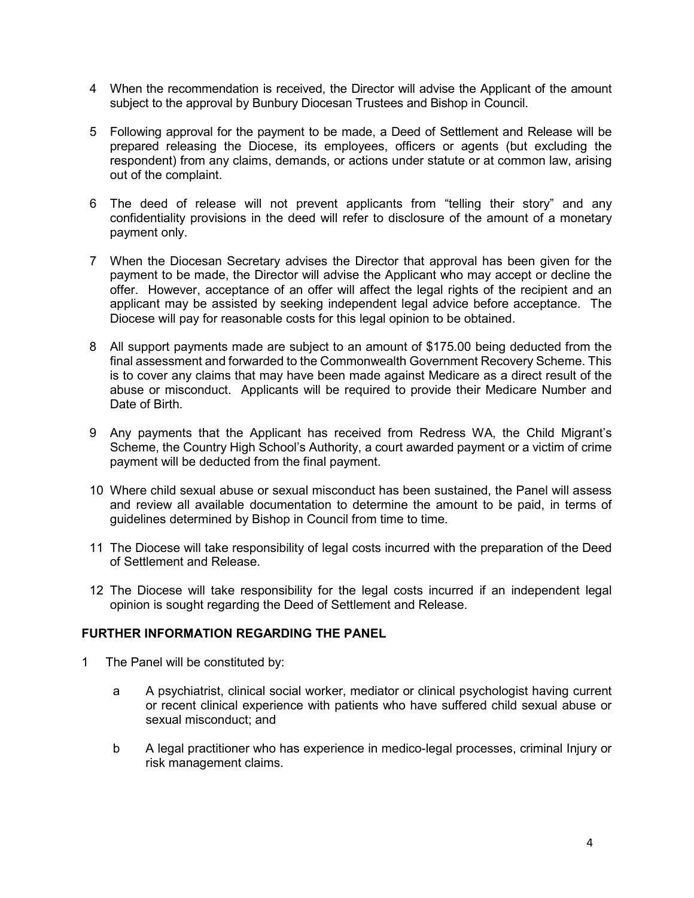4 When the recommendation is received, the Director will advise the Applicant of the amount subject to the approval by Bunbury Diocesan Trustees and Bishop in Council.

5 Following approval for the payment to be made, a Deed of Settlement and Release will be prepared releasing the Diocese, its employees, officers or agents (but excluding the respondent) from any claims, demands, or actions under statute or at common law, arising out of the complaint.

6 The deed of release will not prevent applicants from "telling their story" and any confidentiality provisions in the deed will refer to disclosure of the amount of a monetary payment only.

7 When the Diocesan Secretary advises the Director that approval has been given for the payment to be made, the Director will advise the Applicant who may accept or decline the offer. However, acceptance of an offer will affect the legal rights of the recipient and an applicant may be assisted by seeking independent legal advice before acceptance. The Diocese will pay for reasonable costs for this legal opinion to be obtained.

8 All support payments made are subject to an amount of $175.00 being deducted from the final assessment and forwarded to the Commonwealth Government Recovery Scheme. This is to cover any claims that may have been made against Medicare as a direct result of the abuse or misconduct. Applicants will be required to provide their Medicare Number and Date of Birth.

9 Any payments that the Applicant has received from Redress WA, the Child Migrant's Scheme, the Country High School's Authority, a court awarded payment or a victim of crime payment will be deducted from the final payment.

10 Where child sexual abuse or sexual misconduct has been sustained, the Panel will assess and review all available documentation to determine the amount to be paid, in terms of guidelines determined by Bishop in Council from time to time.

11 The Diocese will take responsibility of legal costs incurred with the preparation of the Deed of Settlement and Release.

12 The Diocese will take responsibility for the legal costs incurred if an independent legal opinion is sought regarding the Deed of Settlement and Release.

**FURTHER INFORMATION REGARDING THE PANEL**

1 The Panel will be constituted by:

   a A psychiatrist, clinical social worker, mediator or clinical psychologist having current or recent clinical experience with patients who have suffered child sexual abuse or sexual misconduct; and

   b A legal practitioner who has experience in medico-legal processes, criminal Injury or risk management claims.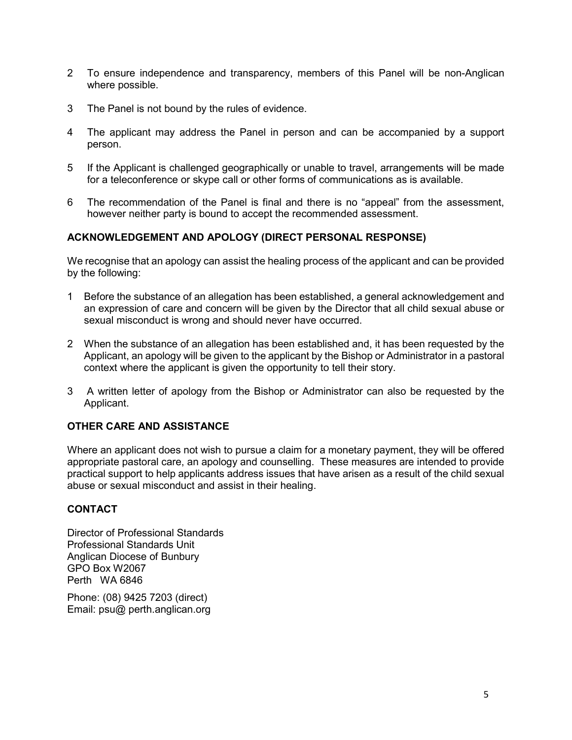2 To ensure independence and transparency, members of this Panel will be non-Anglican where possible.

3 The Panel is not bound by the rules of evidence.

4 The applicant may address the Panel in person and can be accompanied by a support person.

5 If the Applicant is challenged geographically or unable to travel, arrangements will be made for a teleconference or skype call or other forms of communications as is available.

6 The recommendation of the Panel is final and there is no "appeal" from the assessment, however neither party is bound to accept the recommended assessment.

## ACKNOWLEDGEMENT AND APOLOGY (DIRECT PERSONAL RESPONSE)

We recognise that an apology can assist the healing process of the applicant and can be provided by the following:

1 Before the substance of an allegation has been established, a general acknowledgement and an expression of care and concern will be given by the Director that all child sexual abuse or sexual misconduct is wrong and should never have occurred.

2 When the substance of an allegation has been established and, it has been requested by the Applicant, an apology will be given to the applicant by the Bishop or Administrator in a pastoral context where the applicant is given the opportunity to tell their story.

3 A written letter of apology from the Bishop or Administrator can also be requested by the Applicant.

## OTHER CARE AND ASSISTANCE

Where an applicant does not wish to pursue a claim for a monetary payment, they will be offered appropriate pastoral care, an apology and counselling. These measures are intended to provide practical support to help applicants address issues that have arisen as a result of the child sexual abuse or sexual misconduct and assist in their healing.

## CONTACT

Director of Professional Standards
Professional Standards Unit
Anglican Diocese of Bunbury
GPO Box W2067
Perth WA 6846

Phone: (08) 9425 7203 (direct)
Email: psu@ perth.anglican.org